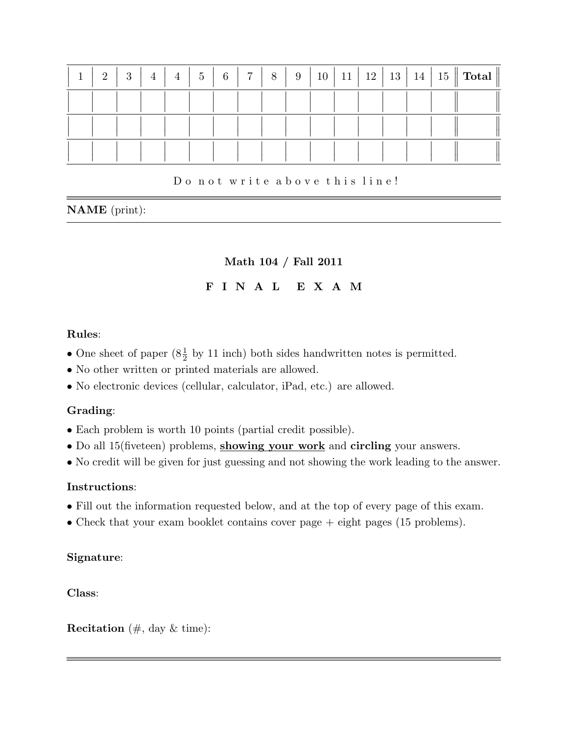| 1 | 2 | 3 | 4 | 4 | 5 | 6 | 7 | 8 | 9 | 10 | 11 | 12 | 13 | 14 | 15 | **Total** |
|---|---|---|---|---|---|---|---|---|---|---|---|---|---|---|---|---|
| | | | | | | | | | | | | | | | | |
| | | | | | | | | | | | | | | | | |
| | | | | | | | | | | | | | | | | |

D o n o t w r i t e a b o v e t h i s l i n e !

**NAME** (print):

## Math 104 / Fall 2011

## F I N A L E X A M

**Rules**:

- One sheet of paper ($8\frac{1}{2}$ by 11 inch) both sides handwritten notes is permitted.
- No other written or printed materials are allowed.
- No electronic devices (cellular, calculator, iPad, etc.) are allowed.

**Grading**:

- Each problem is worth 10 points (partial credit possible).
- Do all 15(fiveteen) problems, **showing your work** and **circling** your answers.
- No credit will be given for just guessing and not showing the work leading to the answer.

**Instructions**:

- Fill out the information requested below, and at the top of every page of this exam.
- Check that your exam booklet contains cover page + eight pages (15 problems).

**Signature**:

**Class**:

**Recitation** (#, day & time):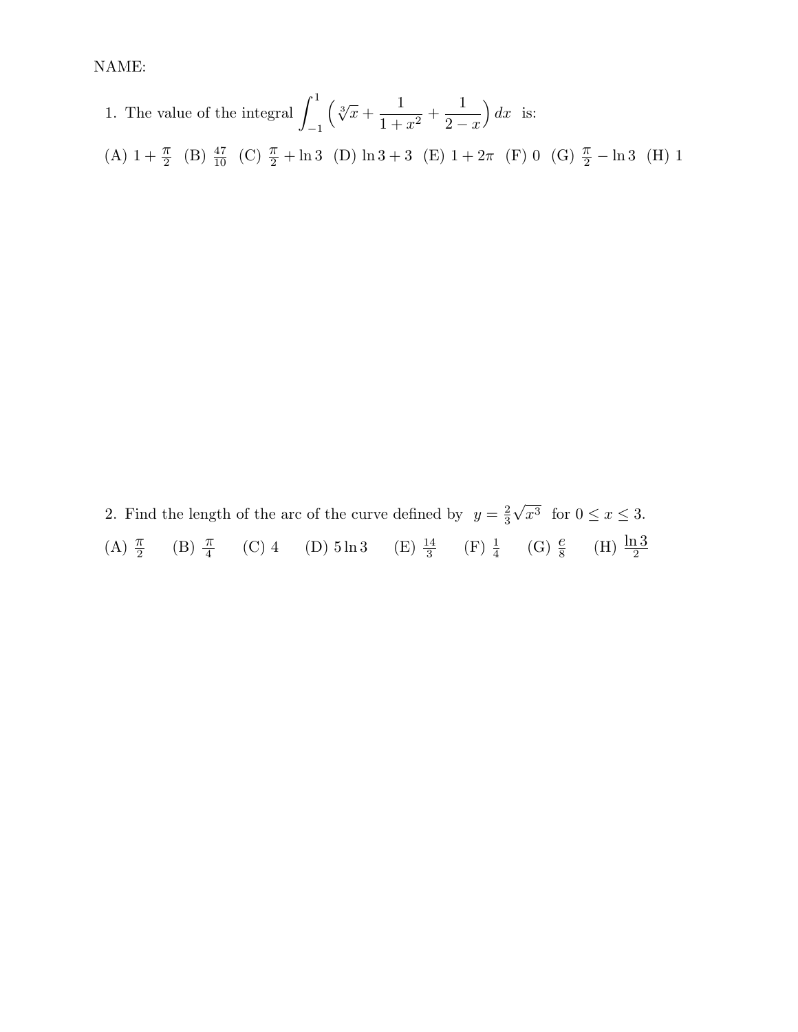NAME:

1. The value of the integral $\int_{-1}^{1} \left( \sqrt[3]{x} + \frac{1}{1+x^2} + \frac{1}{2-x} \right) dx$ is:

(A) $1 + \frac{\pi}{2}$ (B) $\frac{47}{10}$ (C) $\frac{\pi}{2} + \ln 3$ (D) $\ln 3 + 3$ (E) $1 + 2\pi$ (F) 0 (G) $\frac{\pi}{2} - \ln 3$ (H) 1

2. Find the length of the arc of the curve defined by $y = \frac{2}{3}\sqrt{x^3}$ for $0 \leq x \leq 3$.

(A) $\frac{\pi}{2}$ (B) $\frac{\pi}{4}$ (C) 4 (D) $5 \ln 3$ (E) $\frac{14}{3}$ (F) $\frac{1}{4}$ (G) $\frac{e}{8}$ (H) $\frac{\ln 3}{2}$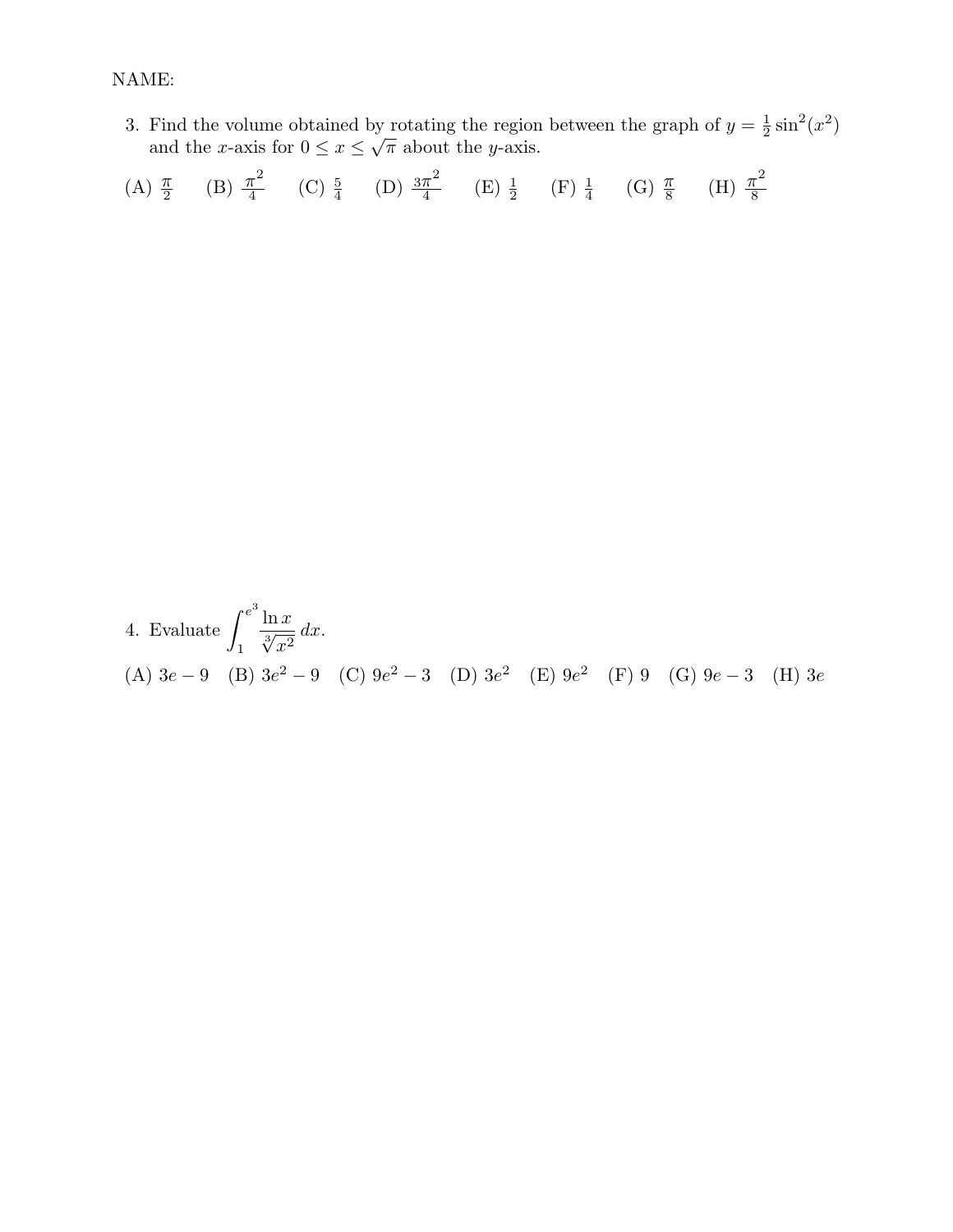NAME:

3. Find the volume obtained by rotating the region between the graph of $y = \frac{1}{2}\sin^2(x^2)$ and the $x$-axis for $0 \leq x \leq \sqrt{\pi}$ about the $y$-axis.

(A) $\frac{\pi}{2}$ (B) $\frac{\pi^2}{4}$ (C) $\frac{5}{4}$ (D) $\frac{3\pi^2}{4}$ (E) $\frac{1}{2}$ (F) $\frac{1}{4}$ (G) $\frac{\pi}{8}$ (H) $\frac{\pi^2}{8}$

4. Evaluate $\displaystyle\int_1^{e^3} \frac{\ln x}{\sqrt[3]{x^2}}\, dx$.

(A) $3e - 9$ (B) $3e^2 - 9$ (C) $9e^2 - 3$ (D) $3e^2$ (E) $9e^2$ (F) $9$ (G) $9e - 3$ (H) $3e$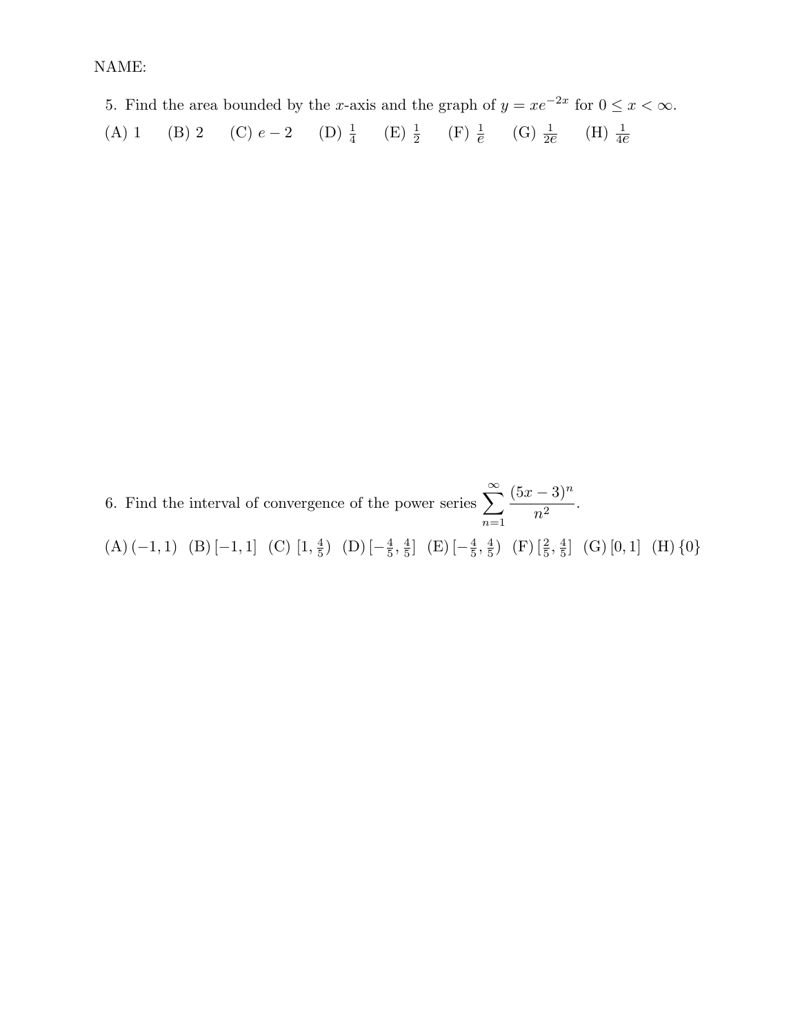NAME:

5. Find the area bounded by the $x$-axis and the graph of $y = xe^{-2x}$ for $0 \leq x < \infty$.

(A) 1 (B) 2 (C) $e - 2$ (D) $\frac{1}{4}$ (E) $\frac{1}{2}$ (F) $\frac{1}{e}$ (G) $\frac{1}{2e}$ (H) $\frac{1}{4e}$

6. Find the interval of convergence of the power series $\displaystyle\sum_{n=1}^{\infty} \frac{(5x-3)^n}{n^2}$.

(A) $(-1, 1)$ (B) $[-1, 1]$ (C) $[1, \frac{4}{5})$ (D) $[-\frac{4}{5}, \frac{4}{5}]$ (E) $[-\frac{4}{5}, \frac{4}{5})$ (F) $[\frac{2}{5}, \frac{4}{5}]$ (G) $[0, 1]$ (H) $\{0\}$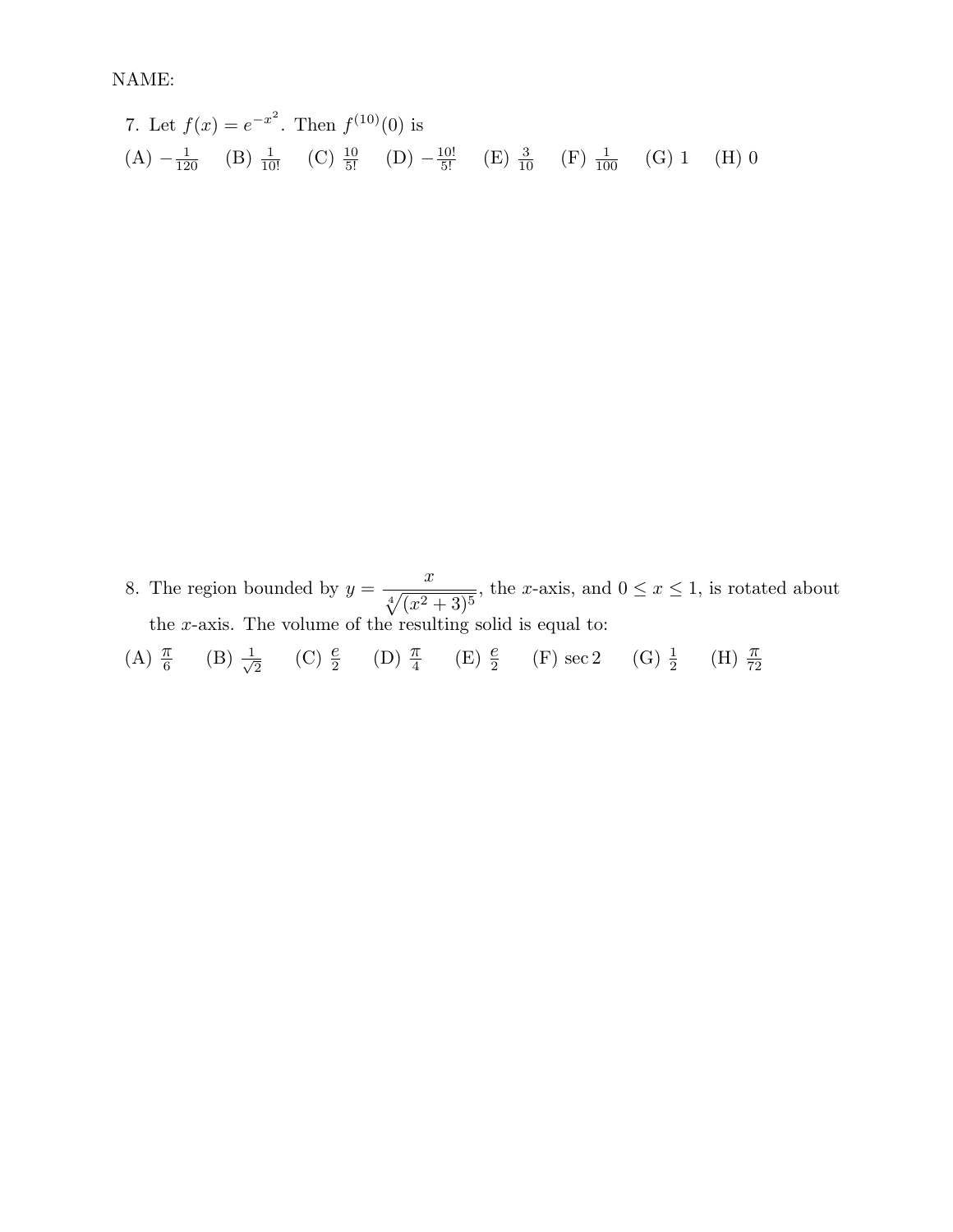NAME:

7. Let $f(x) = e^{-x^2}$. Then $f^{(10)}(0)$ is

(A) $-\frac{1}{120}$ (B) $\frac{1}{10!}$ (C) $\frac{10}{5!}$ (D) $-\frac{10!}{5!}$ (E) $\frac{3}{10}$ (F) $\frac{1}{100}$ (G) 1 (H) 0

8. The region bounded by $y = \dfrac{x}{\sqrt[4]{(x^2+3)^5}}$, the $x$-axis, and $0 \leq x \leq 1$, is rotated about the $x$-axis. The volume of the resulting solid is equal to:

(A) $\frac{\pi}{6}$ (B) $\frac{1}{\sqrt{2}}$ (C) $\frac{e}{2}$ (D) $\frac{\pi}{4}$ (E) $\frac{e}{2}$ (F) $\sec 2$ (G) $\frac{1}{2}$ (H) $\frac{\pi}{72}$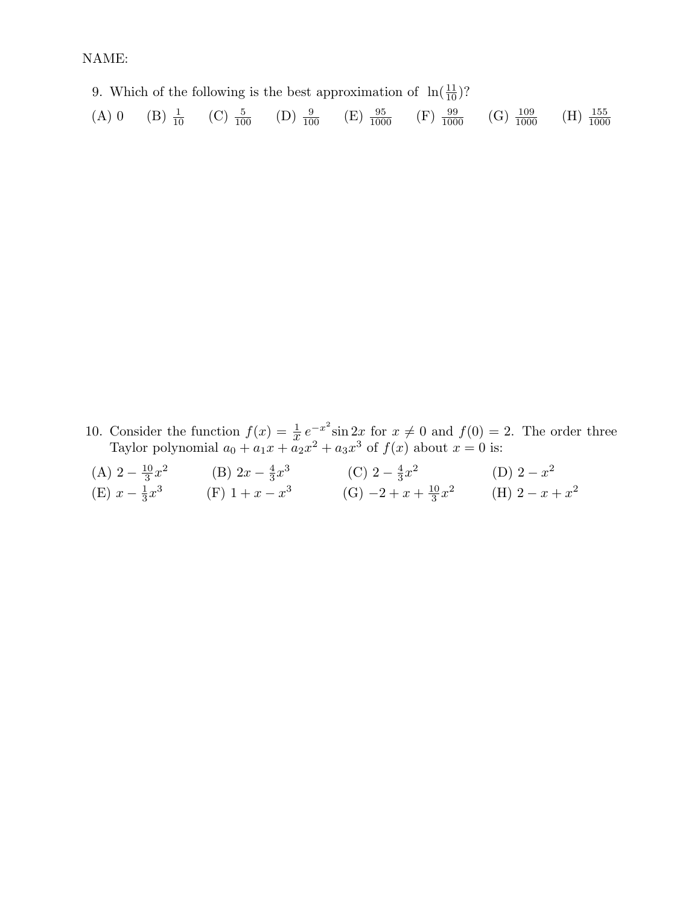NAME:

9. Which of the following is the best approximation of $\ln(\frac{11}{10})$?

(A) $0$ (B) $\frac{1}{10}$ (C) $\frac{5}{100}$ (D) $\frac{9}{100}$ (E) $\frac{95}{1000}$ (F) $\frac{99}{1000}$ (G) $\frac{109}{1000}$ (H) $\frac{155}{1000}$

10. Consider the function $f(x) = \frac{1}{x}\, e^{-x^2} \sin 2x$ for $x \neq 0$ and $f(0) = 2$. The order three Taylor polynomial $a_0 + a_1 x + a_2 x^2 + a_3 x^3$ of $f(x)$ about $x = 0$ is:

(A) $2 - \frac{10}{3}x^2$ (B) $2x - \frac{4}{3}x^3$ (C) $2 - \frac{4}{3}x^2$ (D) $2 - x^2$
(E) $x - \frac{1}{3}x^3$ (F) $1 + x - x^3$ (G) $-2 + x + \frac{10}{3}x^2$ (H) $2 - x + x^2$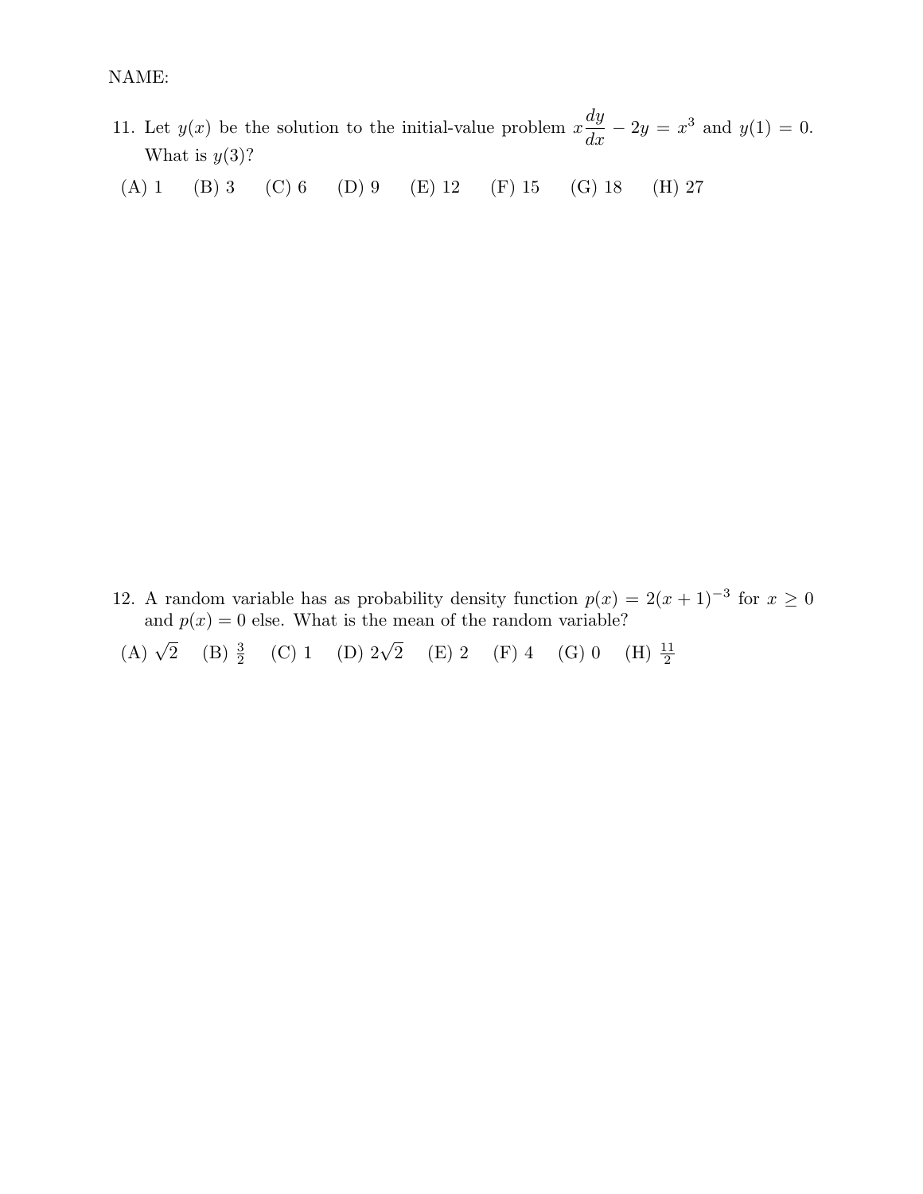NAME:

11. Let $y(x)$ be the solution to the initial-value problem $x\dfrac{dy}{dx} - 2y = x^3$ and $y(1) = 0$. What is $y(3)$?

(A) 1 (B) 3 (C) 6 (D) 9 (E) 12 (F) 15 (G) 18 (H) 27

12. A random variable has as probability density function $p(x) = 2(x+1)^{-3}$ for $x \geq 0$ and $p(x) = 0$ else. What is the mean of the random variable?

(A) $\sqrt{2}$ (B) $\frac{3}{2}$ (C) 1 (D) $2\sqrt{2}$ (E) 2 (F) 4 (G) 0 (H) $\frac{11}{2}$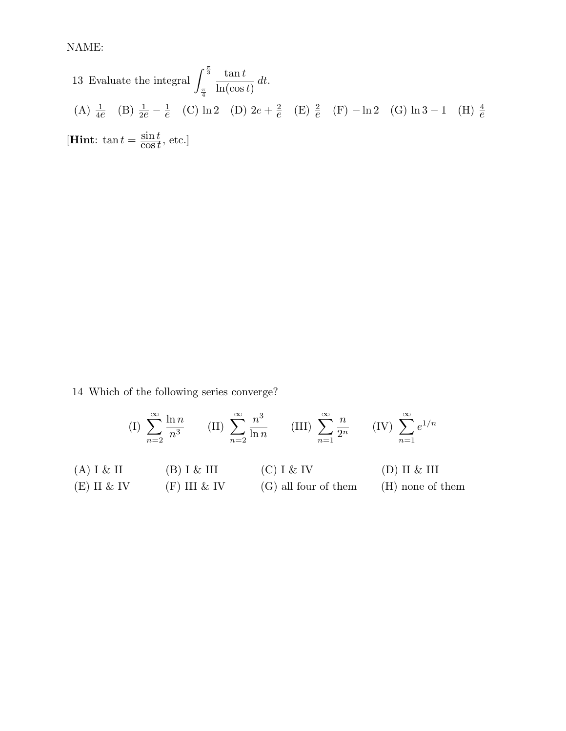NAME:

13 Evaluate the integral $\displaystyle\int_{\frac{\pi}{4}}^{\frac{\pi}{3}} \frac{\tan t}{\ln(\cos t)}\, dt$.

(A) $\frac{1}{4e}$ (B) $\frac{1}{2e} - \frac{1}{e}$ (C) $\ln 2$ (D) $2e + \frac{2}{e}$ (E) $\frac{2}{e}$ (F) $-\ln 2$ (G) $\ln 3 - 1$ (H) $\frac{4}{e}$

[**Hint**: $\tan t = \dfrac{\sin t}{\cos t}$, etc.]

14 Which of the following series converge?

$$\text{(I)} \sum_{n=2}^{\infty} \frac{\ln n}{n^3} \qquad \text{(II)} \sum_{n=2}^{\infty} \frac{n^3}{\ln n} \qquad \text{(III)} \sum_{n=1}^{\infty} \frac{n}{2^n} \qquad \text{(IV)} \sum_{n=1}^{\infty} e^{1/n}$$

(A) I & II (B) I & III (C) I & IV (D) II & III
(E) II & IV (F) III & IV (G) all four of them (H) none of them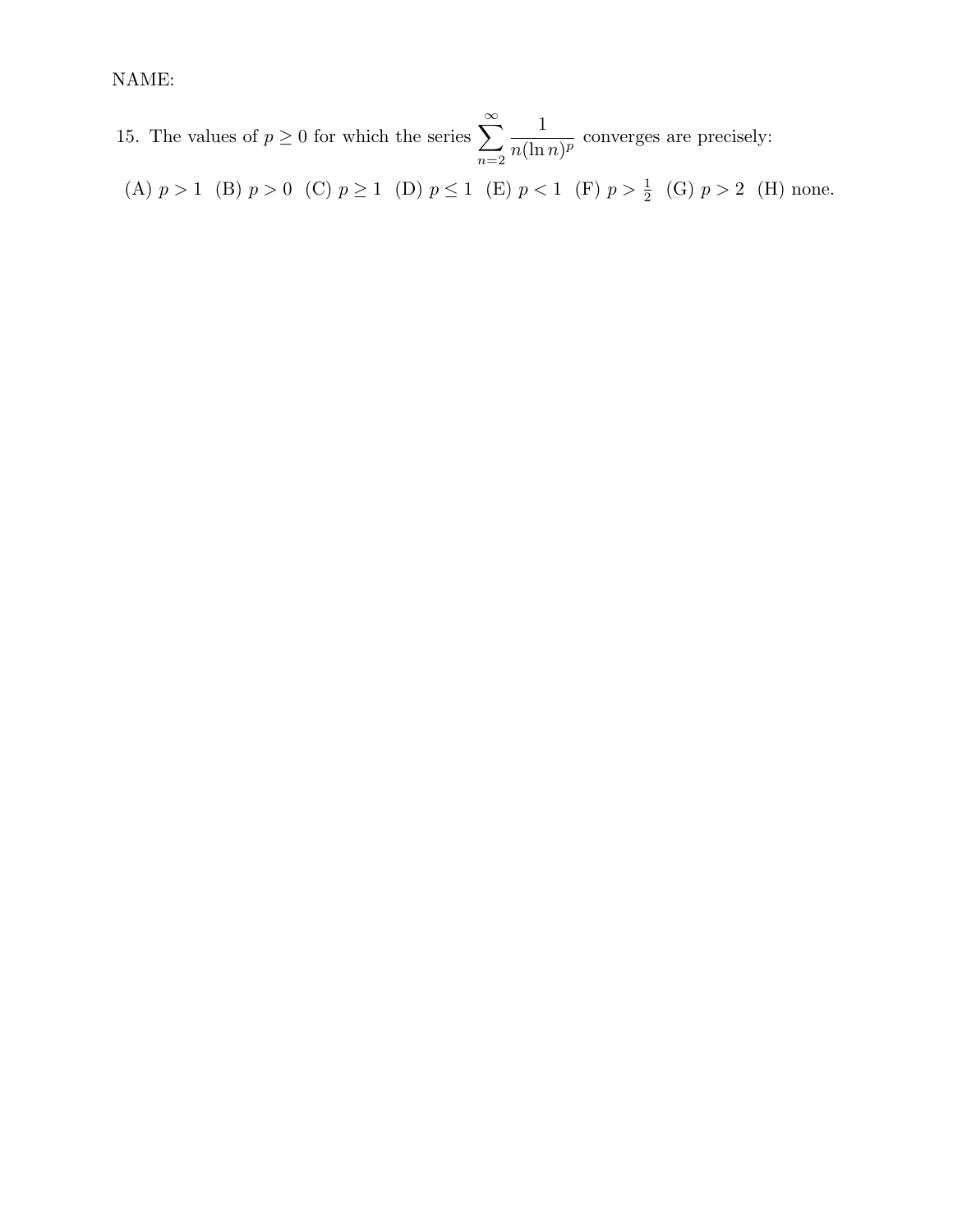NAME:

15. The values of $p \geq 0$ for which the series $\displaystyle\sum_{n=2}^{\infty} \frac{1}{n(\ln n)^p}$ converges are precisely:

(A) $p > 1$ (B) $p > 0$ (C) $p \geq 1$ (D) $p \leq 1$ (E) $p < 1$ (F) $p > \frac{1}{2}$ (G) $p > 2$ (H) none.